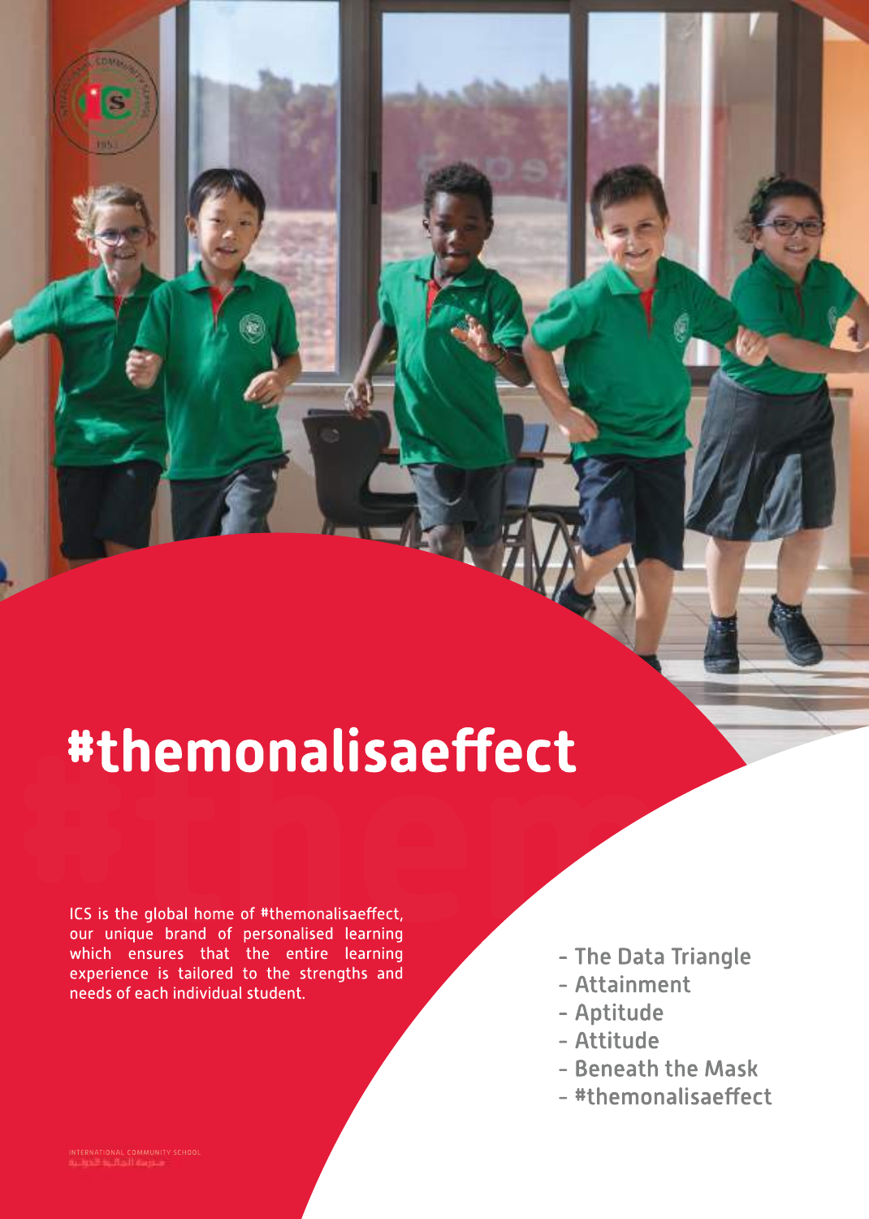# #themonalisaeffect

ICS is the global home of #themonalisaeffect, our unique brand of personalised learning which ensures that the entire learning experience is tailored to the strengths and needs of each individual student.

- The Data Triangle
- Attainment
- Aptitude
- Attitude
- Beneath the Mask
- #themonalisaeffect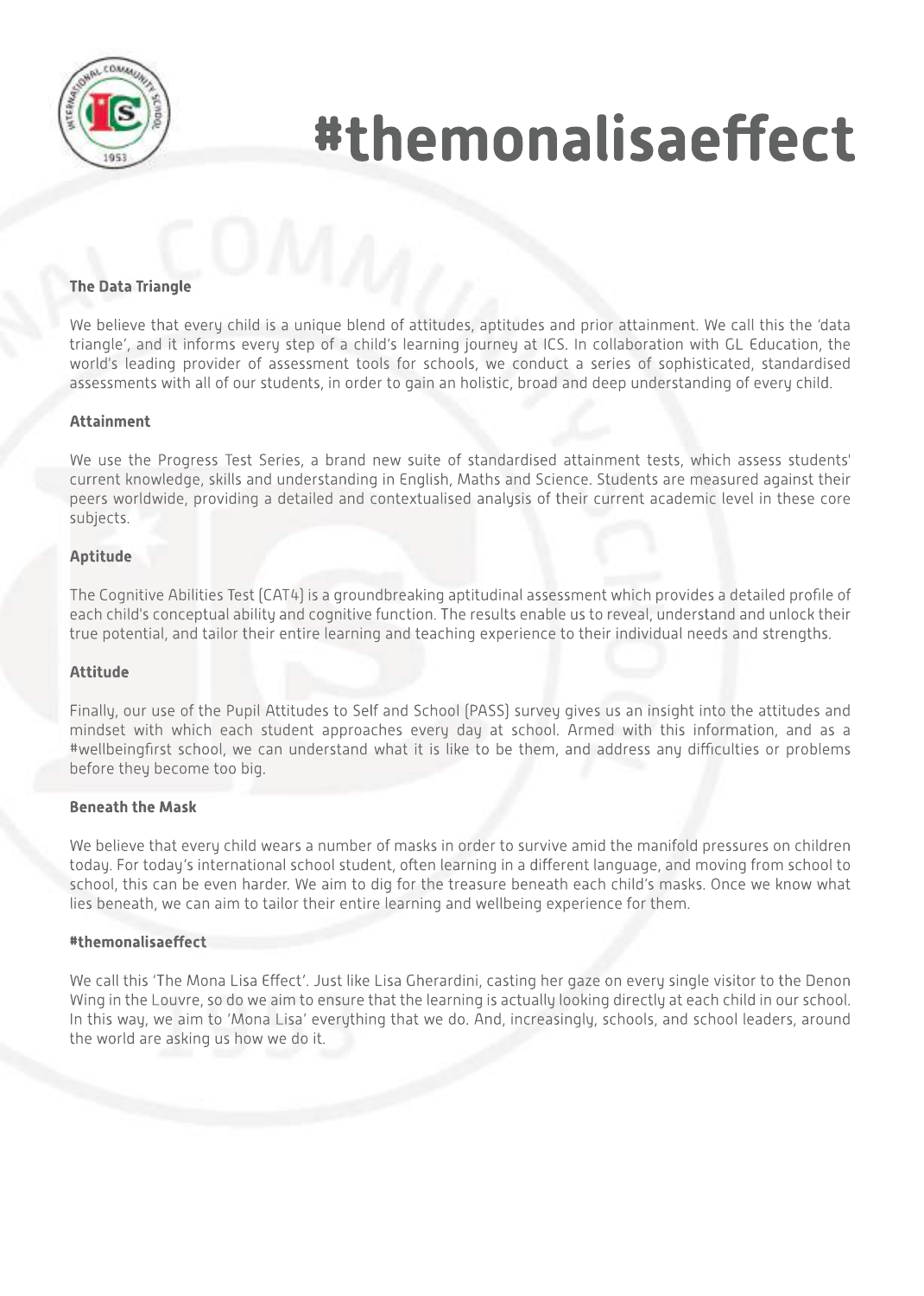# #themonalisaeffect

**The Data Triangle**

We believe that every child is a unique blend of attitudes, aptitudes and prior attainment. We call this the 'data triangle', and it informs every step of a child's learning journey at ICS. In collaboration with GL Education, the world's leading provider of assessment tools for schools, we conduct a series of sophisticated, standardised assessments with all of our students, in order to gain an holistic, broad and deep understanding of every child.

**Attainment**

We use the Progress Test Series, a brand new suite of standardised attainment tests, which assess students' current knowledge, skills and understanding in English, Maths and Science. Students are measured against their peers worldwide, providing a detailed and contextualised analysis of their current academic level in these core subjects.

**Aptitude**

The Cognitive Abilities Test (CAT4) is a groundbreaking aptitudinal assessment which provides a detailed profile of each child's conceptual ability and cognitive function. The results enable us to reveal, understand and unlock their true potential, and tailor their entire learning and teaching experience to their individual needs and strengths.

**Attitude**

Finally, our use of the Pupil Attitudes to Self and School (PASS) survey gives us an insight into the attitudes and mindset with which each student approaches every day at school. Armed with this information, and as a #wellbeingfirst school, we can understand what it is like to be them, and address any difficulties or problems before they become too big.

**Beneath the Mask**

We believe that every child wears a number of masks in order to survive amid the manifold pressures on children today. For today's international school student, often learning in a different language, and moving from school to school, this can be even harder. We aim to dig for the treasure beneath each child's masks. Once we know what lies beneath, we can aim to tailor their entire learning and wellbeing experience for them.

**#themonalisaeffect**

We call this 'The Mona Lisa Effect'. Just like Lisa Gherardini, casting her gaze on every single visitor to the Denon Wing in the Louvre, so do we aim to ensure that the learning is actually looking directly at each child in our school. In this way, we aim to 'Mona Lisa' everything that we do. And, increasingly, schools, and school leaders, around the world are asking us how we do it.